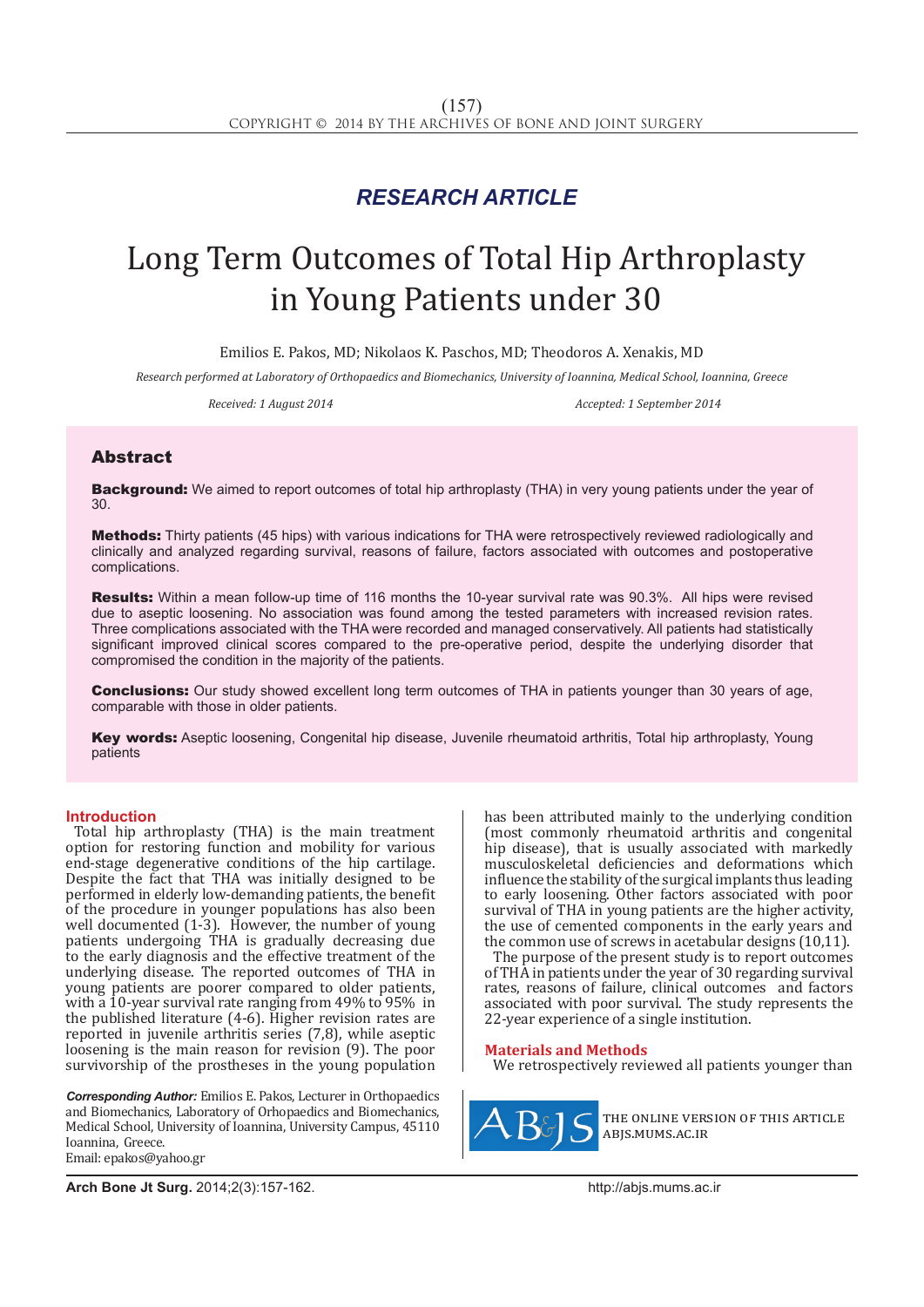*RESEARCH ARTICLE*

# Long Term Outcomes of Total Hip Arthroplasty in Young Patients under 30

Emilios E. Pakos, MD; Nikolaos K. Paschos, MD; Theodoros A. Xenakis, MD

*Research performed at Laboratory of Orthopaedics and Biomechanics, University of Ioannina, Medical School, Ioannina, Greece*

*Received: 1 August 2014* *Accepted: 1 September 2014*

## Abstract

**Background:** We aimed to report outcomes of total hip arthroplasty (THA) in very young patients under the year of 30.

**Methods:** Thirty patients (45 hips) with various indications for THA were retrospectively reviewed radiologically and clinically and analyzed regarding survival, reasons of failure, factors associated with outcomes and postoperative complications.

**Results:** Within a mean follow-up time of 116 months the 10-year survival rate was 90.3%. All hips were revised due to aseptic loosening. No association was found among the tested parameters with increased revision rates. Three complications associated with the THA were recorded and managed conservatively. All patients had statistically significant improved clinical scores compared to the pre-operative period, despite the underlying disorder that compromised the condition in the majority of the patients.

**Conclusions:** Our study showed excellent long term outcomes of THA in patients younger than 30 years of age, comparable with those in older patients.

**Key words:** Aseptic loosening, Congenital hip disease, Juvenile rheumatoid arthritis, Total hip arthroplasty, Young patients

## Introduction

Total hip arthroplasty (THA) is the main treatment option for restoring function and mobility for various end-stage degenerative conditions of the hip cartilage. Despite the fact that THA was initially designed to be performed in elderly low-demanding patients, the benefit of the procedure in younger populations has also been well documented (1-3). However, the number of young patients undergoing THA is gradually decreasing due to the early diagnosis and the effective treatment of the underlying disease. The reported outcomes of THA in young patients are poorer compared to older patients, with a 10-year survival rate ranging from 49% to 95% in the published literature (4-6). Higher revision rates are reported in juvenile arthritis series (7,8), while aseptic loosening is the main reason for revision (9). The poor survivorship of the prostheses in the young population has been attributed mainly to the underlying condition (most commonly rheumatoid arthritis and congenital hip disease), that is usually associated with markedly musculoskeletal deficiencies and deformations which influence the stability of the surgical implants thus leading to early loosening. Other factors associated with poor survival of THA in young patients are the higher activity, the use of cemented components in the early years and the common use of screws in acetabular designs (10,11).

The purpose of the present study is to report outcomes of THA in patients under the year of 30 regarding survival rates, reasons of failure, clinical outcomes and factors associated with poor survival. The study represents the 22-year experience of a single institution.

## Materials and Methods

We retrospectively reviewed all patients younger than

*Corresponding Author:* Emilios E. Pakos, Lecturer in Orthopaedics and Biomechanics, Laboratory of Orhopaedics and Biomechanics, Medical School, University of Ioannina, University Campus, 45110 Ioannina, Greece.
Email: epakos@yahoo.gr

THE ONLINE VERSION OF THIS ARTICLE ABJS.MUMS.AC.IR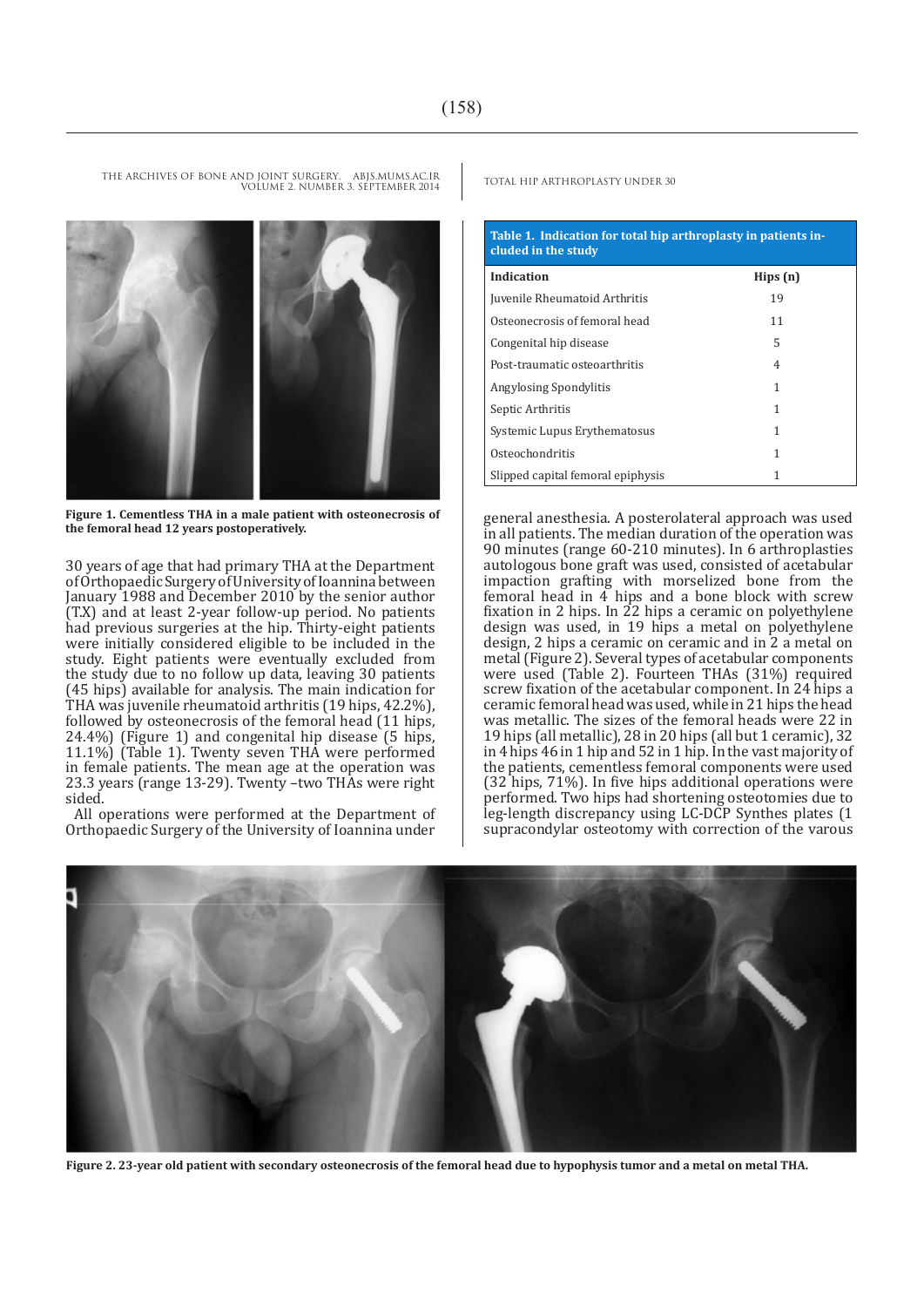Figure 1. Cementless THA in a male patient with osteonecrosis of the femoral head 12 years postoperatively.

30 years of age that had primary THA at the Department of Orthopaedic Surgery of University of Ioannina between January 1988 and December 2010 by the senior author (T.X) and at least 2-year follow-up period. No patients had previous surgeries at the hip. Thirty-eight patients were initially considered eligible to be included in the study. Eight patients were eventually excluded from the study due to no follow up data, leaving 30 patients (45 hips) available for analysis. The main indication for THA was juvenile rheumatoid arthritis (19 hips, 42.2%), followed by osteonecrosis of the femoral head (11 hips, 24.4%) (Figure 1) and congenital hip disease (5 hips, 11.1%) (Table 1). Twenty seven THA were performed in female patients. The mean age at the operation was 23.3 years (range 13-29). Twenty –two THAs were right sided.

All operations were performed at the Department of Orthopaedic Surgery of the University of Ioannina under general anesthesia. A posterolateral approach was used in all patients. The median duration of the operation was 90 minutes (range 60-210 minutes). In 6 arthroplasties autologous bone graft was used, consisted of acetabular impaction grafting with morselized bone from the femoral head in 4 hips and a bone block with screw fixation in 2 hips. In 22 hips a ceramic on polyethylene design was used, in 19 hips a metal on polyethylene design, 2 hips a ceramic on ceramic and in 2 a metal on metal (Figure 2). Several types of acetabular components were used (Table 2). Fourteen THAs (31%) required screw fixation of the acetabular component. In 24 hips a ceramic femoral head was used, while in 21 hips the head was metallic. The sizes of the femoral heads were 22 in 19 hips (all metallic), 28 in 20 hips (all but 1 ceramic), 32 in 4 hips 46 in 1 hip and 52 in 1 hip. In the vast majority of the patients, cementless femoral components were used (32 hips, 71%). In five hips additional operations were performed. Two hips had shortening osteotomies due to leg-length discrepancy using LC-DCP Synthes plates (1 supracondylar osteotomy with correction of the varous

**Table 1. Indication for total hip arthroplasty in patients included in the study**

| Indication | Hips (n) |
|---|---|
| Juvenile Rheumatoid Arthritis | 19 |
| Osteonecrosis of femoral head | 11 |
| Congenital hip disease | 5 |
| Post-traumatic osteoarthritis | 4 |
| Angylosing Spondylitis | 1 |
| Septic Arthritis | 1 |
| Systemic Lupus Erythematosus | 1 |
| Osteochondritis | 1 |
| Slipped capital femoral epiphysis | 1 |

Figure 2. 23-year old patient with secondary osteonecrosis of the femoral head due to hypophysis tumor and a metal on metal THA.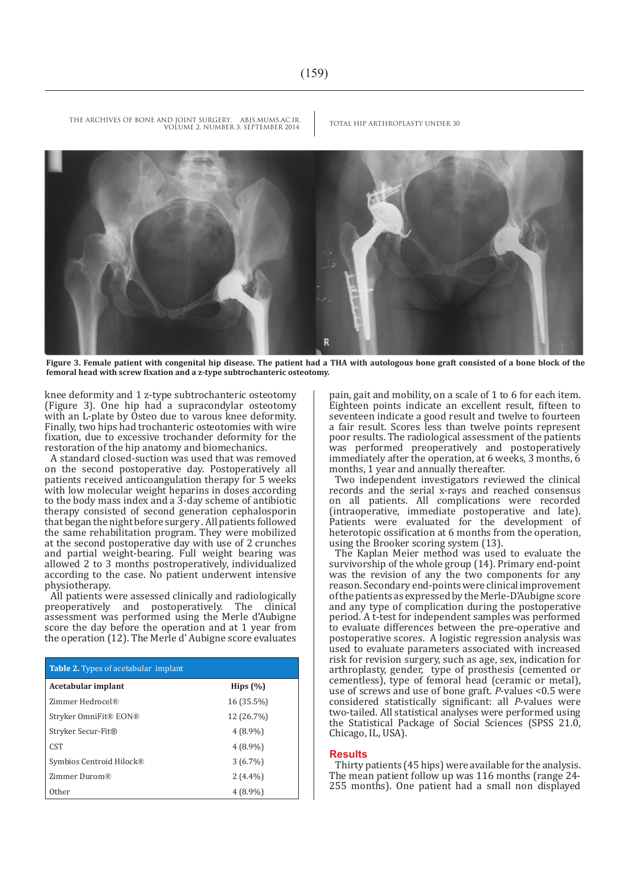**Figure 3. Female patient with congenital hip disease. The patient had a THA with autologous bone graft consisted of a bone block of the femoral head with screw fixation and a z-type subtrochanteric osteotomy.**

knee deformity and 1 z-type subtrochanteric osteotomy (Figure 3). One hip had a supracondylar osteotomy with an L-plate by Osteo due to varous knee deformity. Finally, two hips had trochanteric osteotomies with wire fixation, due to excessive trochander deformity for the restoration of the hip anatomy and biomechanics.

A standard closed-suction was used that was removed on the second postoperative day. Postoperatively all patients received anticoangulation therapy for 5 weeks with low molecular weight heparins in doses according to the body mass index and a 3-day scheme of antibiotic therapy consisted of second generation cephalosporin that began the night before surgery. All patients followed the same rehabilitation program. They were mobilized at the second postoperative day with use of 2 crunches and partial weight-bearing. Full weight bearing was allowed 2 to 3 months postroperatively, individualized according to the case. No patient underwent intensive physiotherapy.

All patients were assessed clinically and radiologically preoperatively and postoperatively. The clinical assessment was performed using the Merle d'Aubigne score the day before the operation and at 1 year from the operation (12). The Merle d' Aubigne score evaluates pain, gait and mobility, on a scale of 1 to 6 for each item. Eighteen points indicate an excellent result, fifteen to seventeen indicate a good result and twelve to fourteen a fair result. Scores less than twelve points represent poor results. The radiological assessment of the patients was performed preoperatively and postoperatively immediately after the operation, at 6 weeks, 3 months, 6 months, 1 year and annually thereafter.

Two independent investigators reviewed the clinical records and the serial x-rays and reached consensus on all patients. All complications were recorded (intraoperative, immediate postoperative and late). Patients were evaluated for the development of heterotopic ossification at 6 months from the operation, using the Brooker scoring system (13).

The Kaplan Meier method was used to evaluate the survivorship of the whole group (14). Primary end-point was the revision of any the two components for any reason. Secondary end-points were clinical improvement of the patients as expressed by the Merle-D'Aubigne score and any type of complication during the postoperative period. A t-test for independent samples was performed to evaluate differences between the pre-operative and postoperative scores. A logistic regression analysis was used to evaluate parameters associated with increased risk for revision surgery, such as age, sex, indication for arthroplasty, gender, type of prosthesis (cemented or cementless), type of femoral head (ceramic or metal), use of screws and use of bone graft. *P*-values <0.5 were considered statistically significant: all *P*-values were two-tailed. All statistical analyses were performed using the Statistical Package of Social Sciences (SPSS 21.0, Chicago, IL, USA).

**Table 2.** Types of acetabular implant

| Acetabular implant | Hips (%) |
|---|---|
| Zimmer Hedrocel® | 16 (35.5%) |
| Stryker OmniFit® EON® | 12 (26.7%) |
| Stryker Secur-Fit® | 4 (8.9%) |
| CST | 4 (8.9%) |
| Symbios Centroid Hilock® | 3 (6.7%) |
| Zimmer Durom® | 2 (4.4%) |
| Other | 4 (8.9%) |

## Results

Thirty patients (45 hips) were available for the analysis. The mean patient follow up was 116 months (range 24-255 months). One patient had a small non displayed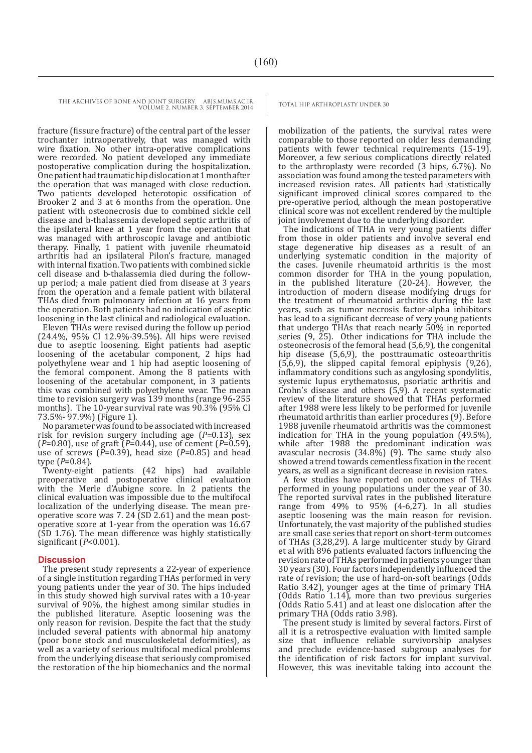fracture (fissure fracture) of the central part of the lesser trochanter intraoperatively, that was managed with wire fixation. No other intra-operative complications were recorded. No patient developed any immediate postoperative complication during the hospitalization. One patient had traumatic hip dislocation at 1 month after the operation that was managed with close reduction. Two patients developed heterotopic ossification of Brooker 2 and 3 at 6 months from the operation. One patient with osteonecrosis due to combined sickle cell disease and b-thalassemia developed septic arthritis of the ipsilateral knee at 1 year from the operation that was managed with arthroscopic lavage and antibiotic therapy. Finally, 1 patient with juvenile rheumatoid arthritis had an ipsilateral Pilon's fracture, managed with internal fixation. Two patients with combined sickle cell disease and b-thalassemia died during the follow-up period; a male patient died from disease at 3 years from the operation and a female patient with bilateral THAs died from pulmonary infection at 16 years from the operation. Both patients had no indication of aseptic loosening in the last clinical and radiological evaluation.

Eleven THAs were revised during the follow up period (24.4%, 95% CI 12.9%-39.5%). All hips were revised due to aseptic loosening. Eight patients had aseptic loosening of the acetabular component, 2 hips had polyethylene wear and 1 hip had aseptic loosening of the femoral component. Among the 8 patients with loosening of the acetabular component, in 3 patients this was combined with polyethylene wear. The mean time to revision surgery was 139 months (range 96-255 months). The 10-year survival rate was 90.3% (95% CI 73.5%- 97.9%) (Figure 1).

No parameter was found to be associated with increased risk for revision surgery including age (*P*=0.13), sex (*P*=0.80), use of graft (*P*=0.44), use of cement (*P*=0.59), use of screws (*P*=0.39), head size (*P*=0.85) and head type (*P*=0.84).

Twenty-eight patients (42 hips) had available preoperative and postoperative clinical evaluation with the Merle d'Aubigne score. In 2 patients the clinical evaluation was impossible due to the multifocal localization of the underlying disease. The mean pre-operative score was 7. 24 (SD 2.61) and the mean post-operative score at 1-year from the operation was 16.67 (SD 1.76). The mean difference was highly statistically significant (*P*<0.001).

## Discussion

The present study represents a 22-year of experience of a single institution regarding THAs performed in very young patients under the year of 30. The hips included in this study showed high survival rates with a 10-year survival of 90%, the highest among similar studies in the published literature. Aseptic loosening was the only reason for revision. Despite the fact that the study included several patients with abnormal hip anatomy (poor bone stock and musculoskeletal deformities), as well as a variety of serious multifocal medical problems from the underlying disease that seriously compromised the restoration of the hip biomechanics and the normal mobilization of the patients, the survival rates were comparable to those reported on older less demanding patients with fewer technical requirements (15-19). Moreover, a few serious complications directly related to the arthroplasty were recorded (3 hips, 6.7%). No association was found among the tested parameters with increased revision rates. All patients had statistically significant improved clinical scores compared to the pre-operative period, although the mean postoperative clinical score was not excellent rendered by the multiple joint involvement due to the underlying disorder.

The indications of THA in very young patients differ from those in older patients and involve several end stage degenerative hip diseases as a result of an underlying systematic condition in the majority of the cases. Juvenile rheumatoid arthritis is the most common disorder for THA in the young population, in the published literature (20-24). However, the introduction of modern disease modifying drugs for the treatment of rheumatoid arthritis during the last years, such as tumor necrosis factor-alpha inhibitors has lead to a significant decrease of very young patients that undergo THAs that reach nearly 50% in reported series (9, 25). Other indications for THA include the osteonecrosis of the femoral head (5,6,9), the congenital hip disease (5,6,9), the posttraumatic osteoarthritis (5,6,9), the slipped capital femoral epiphysis (9,26), inflammatory conditions such as angylosing spondylitis, systemic lupus erythematosus, psoriatic arthritis and Crohn's disease and others (5,9). A recent systematic review of the literature showed that THAs performed after 1988 were less likely to be performed for juvenile rheumatoid arthritis than earlier procedures (9). Before 1988 juvenile rheumatoid arthritis was the commonest indication for THA in the young population (49.5%), while after 1988 the predominant indication was avascular necrosis (34.8%) (9). The same study also showed a trend towards cementless fixation in the recent years, as well as a significant decrease in revision rates.

A few studies have reported on outcomes of THAs performed in young populations under the year of 30. The reported survival rates in the published literature range from 49% to 95% (4-6,27). In all studies aseptic loosening was the main reason for revision. Unfortunately, the vast majority of the published studies are small case series that report on short-term outcomes of THAs (3,28,29). A large multicenter study by Girard et al with 896 patients evaluated factors influencing the revision rate of THAs performed in patients younger than 30 years (30). Four factors independently influenced the rate of revision; the use of hard-on-soft bearings (Odds Ratio 3.42), younger ages at the time of primary THA (Odds Ratio 1.14), more than two previous surgeries (Odds Ratio 5.41) and at least one dislocation after the primary THA (Odds ratio 3.98).

The present study is limited by several factors. First of all it is a retrospective evaluation with limited sample size that influence reliable survivorship analyses and preclude evidence-based subgroup analyses for the identification of risk factors for implant survival. However, this was inevitable taking into account the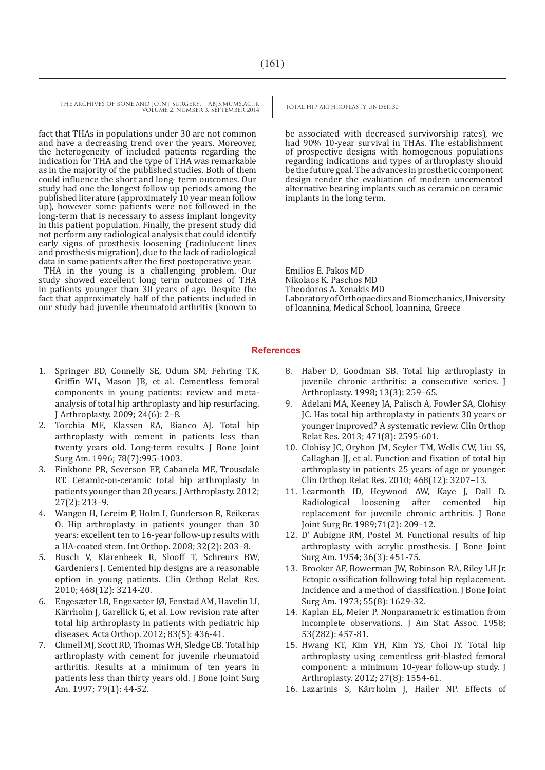fact that THAs in populations under 30 are not common and have a decreasing trend over the years. Moreover, the heterogeneity of included patients regarding the indication for THA and the type of THA was remarkable as in the majority of the published studies. Both of them could influence the short and long- term outcomes. Our study had one the longest follow up periods among the published literature (approximately 10 year mean follow up), however some patients were not followed in the long-term that is necessary to assess implant longevity in this patient population. Finally, the present study did not perform any radiological analysis that could identify early signs of prosthesis loosening (radiolucent lines and prosthesis migration), due to the lack of radiological data in some patients after the first postoperative year.

THA in the young is a challenging problem. Our study showed excellent long term outcomes of THA in patients younger than 30 years of age. Despite the fact that approximately half of the patients included in our study had juvenile rheumatoid arthritis (known to be associated with decreased survivorship rates), we had 90% 10-year survival in THAs. The establishment of prospective designs with homogenous populations regarding indications and types of arthroplasty should be the future goal. The advances in prosthetic component design render the evaluation of modern uncemented alternative bearing implants such as ceramic on ceramic implants in the long term.

Emilios E. Pakos MD
Nikolaos K. Paschos MD
Theodoros A. Xenakis MD
Laboratory of Orthopaedics and Biomechanics, University of Ioannina, Medical School, Ioannina, Greece

## References

1. Springer BD, Connelly SE, Odum SM, Fehring TK, Griffin WL, Mason JB, et al. Cementless femoral components in young patients: review and meta-analysis of total hip arthroplasty and hip resurfacing. J Arthroplasty. 2009; 24(6): 2–8.
2. Torchia ME, Klassen RA, Bianco AJ. Total hip arthroplasty with cement in patients less than twenty years old. Long-term results. J Bone Joint Surg Am. 1996; 78(7):995-1003.
3. Finkbone PR, Severson EP, Cabanela ME, Trousdale RT. Ceramic-on-ceramic total hip arthroplasty in patients younger than 20 years. J Arthroplasty. 2012; 27(2): 213–9.
4. Wangen H, Lereim P, Holm I, Gunderson R, Reikeras O. Hip arthroplasty in patients younger than 30 years: excellent ten to 16-year follow-up results with a HA-coated stem. Int Orthop. 2008; 32(2): 203–8.
5. Busch V, Klarenbeek R, Slooff T, Schreurs BW, Gardeniers J. Cemented hip designs are a reasonable option in young patients. Clin Orthop Relat Res. 2010; 468(12): 3214-20.
6. Engesæter LB, Engesæter IØ, Fenstad AM, Havelin LI, Kärrholm J, Garellick G, et al. Low revision rate after total hip arthroplasty in patients with pediatric hip diseases. Acta Orthop. 2012; 83(5): 436-41.
7. Chmell MJ, Scott RD, Thomas WH, Sledge CB. Total hip arthroplasty with cement for juvenile rheumatoid arthritis. Results at a minimum of ten years in patients less than thirty years old. J Bone Joint Surg Am. 1997; 79(1): 44-52.
8. Haber D, Goodman SB. Total hip arthroplasty in juvenile chronic arthritis: a consecutive series. J Arthroplasty. 1998; 13(3): 259–65.
9. Adelani MA, Keeney JA, Palisch A, Fowler SA, Clohisy JC. Has total hip arthroplasty in patients 30 years or younger improved? A systematic review. Clin Orthop Relat Res. 2013; 471(8): 2595-601.
10. Clohisy JC, Oryhon JM, Seyler TM, Wells CW, Liu SS, Callaghan JJ, et al. Function and fixation of total hip arthroplasty in patients 25 years of age or younger. Clin Orthop Relat Res. 2010; 468(12): 3207–13.
11. Learmonth ID, Heywood AW, Kaye J, Dall D. Radiological loosening after cemented hip replacement for juvenile chronic arthritis. J Bone Joint Surg Br. 1989;71(2): 209–12.
12. D' Aubigne RM, Postel M. Functional results of hip arthroplasty with acrylic prosthesis. J Bone Joint Surg Am. 1954; 36(3): 451-75.
13. Brooker AF, Bowerman JW, Robinson RA, Riley LH Jr. Ectopic ossification following total hip replacement. Incidence and a method of classification. J Bone Joint Surg Am. 1973; 55(8): 1629-32.
14. Kaplan EL, Meier P. Nonparametric estimation from incomplete observations. J Am Stat Assoc. 1958; 53(282): 457-81.
15. Hwang KT, Kim YH, Kim YS, Choi IY. Total hip arthroplasty using cementless grit-blasted femoral component: a minimum 10-year follow-up study. J Arthroplasty. 2012; 27(8): 1554-61.
16. Lazarinis S, Kärrholm J, Hailer NP. Effects of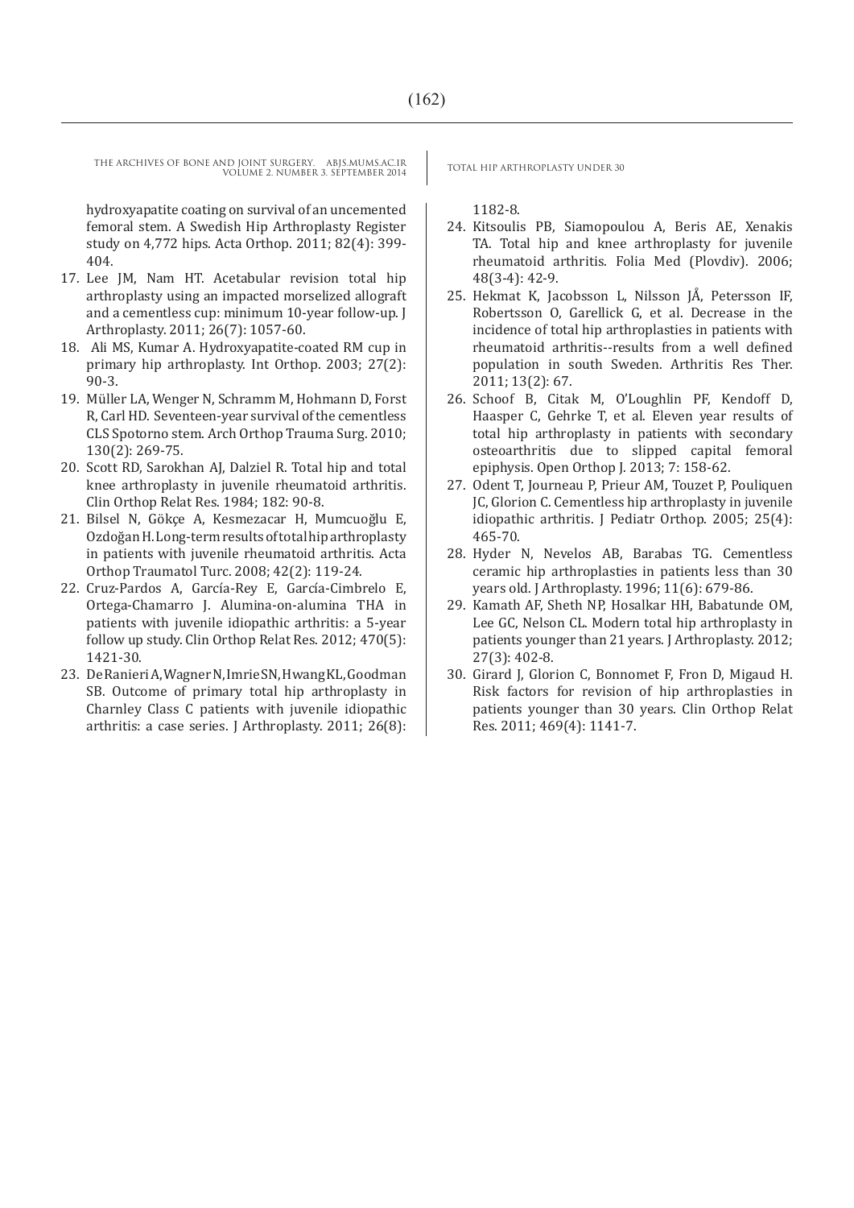hydroxyapatite coating on survival of an uncemented femoral stem. A Swedish Hip Arthroplasty Register study on 4,772 hips. Acta Orthop. 2011; 82(4): 399-404.

17. Lee JM, Nam HT. Acetabular revision total hip arthroplasty using an impacted morselized allograft and a cementless cup: minimum 10-year follow-up. J Arthroplasty. 2011; 26(7): 1057-60.
18. Ali MS, Kumar A. Hydroxyapatite-coated RM cup in primary hip arthroplasty. Int Orthop. 2003; 27(2): 90-3.
19. Müller LA, Wenger N, Schramm M, Hohmann D, Forst R, Carl HD. Seventeen-year survival of the cementless CLS Spotorno stem. Arch Orthop Trauma Surg. 2010; 130(2): 269-75.
20. Scott RD, Sarokhan AJ, Dalziel R. Total hip and total knee arthroplasty in juvenile rheumatoid arthritis. Clin Orthop Relat Res. 1984; 182: 90-8.
21. Bilsel N, Gökçe A, Kesmezacar H, Mumcuoğlu E, Ozdoğan H. Long-term results of total hip arthroplasty in patients with juvenile rheumatoid arthritis. Acta Orthop Traumatol Turc. 2008; 42(2): 119-24.
22. Cruz-Pardos A, García-Rey E, García-Cimbrelo E, Ortega-Chamarro J. Alumina-on-alumina THA in patients with juvenile idiopathic arthritis: a 5-year follow up study. Clin Orthop Relat Res. 2012; 470(5): 1421-30.
23. De Ranieri A, Wagner N, Imrie SN, Hwang KL, Goodman SB. Outcome of primary total hip arthroplasty in Charnley Class C patients with juvenile idiopathic arthritis: a case series. J Arthroplasty. 2011; 26(8): 1182-8.
24. Kitsoulis PB, Siamopoulou A, Beris AE, Xenakis TA. Total hip and knee arthroplasty for juvenile rheumatoid arthritis. Folia Med (Plovdiv). 2006; 48(3-4): 42-9.
25. Hekmat K, Jacobsson L, Nilsson JÅ, Petersson IF, Robertsson O, Garellick G, et al. Decrease in the incidence of total hip arthroplasties in patients with rheumatoid arthritis--results from a well defined population in south Sweden. Arthritis Res Ther. 2011; 13(2): 67.
26. Schoof B, Citak M, O'Loughlin PF, Kendoff D, Haasper C, Gehrke T, et al. Eleven year results of total hip arthroplasty in patients with secondary osteoarthritis due to slipped capital femoral epiphysis. Open Orthop J. 2013; 7: 158-62.
27. Odent T, Journeau P, Prieur AM, Touzet P, Pouliquen JC, Glorion C. Cementless hip arthroplasty in juvenile idiopathic arthritis. J Pediatr Orthop. 2005; 25(4): 465-70.
28. Hyder N, Nevelos AB, Barabas TG. Cementless ceramic hip arthroplasties in patients less than 30 years old. J Arthroplasty. 1996; 11(6): 679-86.
29. Kamath AF, Sheth NP, Hosalkar HH, Babatunde OM, Lee GC, Nelson CL. Modern total hip arthroplasty in patients younger than 21 years. J Arthroplasty. 2012; 27(3): 402-8.
30. Girard J, Glorion C, Bonnomet F, Fron D, Migaud H. Risk factors for revision of hip arthroplasties in patients younger than 30 years. Clin Orthop Relat Res. 2011; 469(4): 1141-7.